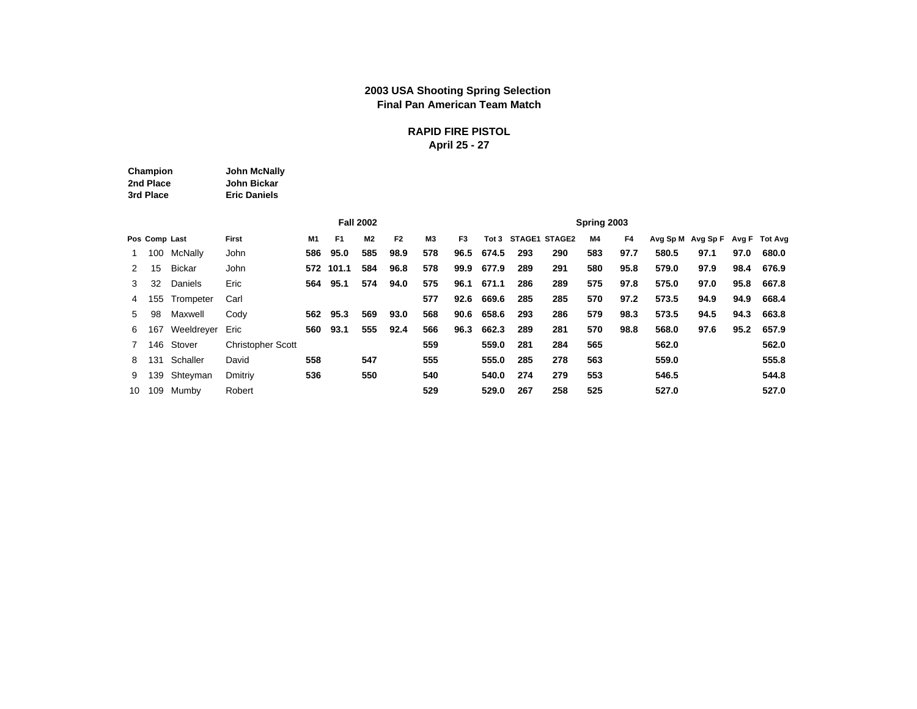**2003 USA Shooting Spring Selection**
**Final Pan American Team Match**

**RAPID FIRE PISTOL**
**April 25 - 27**

| | |
|---|---|
| **Champion** | **John McNally** |
| **2nd Place** | **John Bickar** |
| **3rd Place** | **Eric Daniels** |

| | | | | Fall 2002 | | | | | | | | Spring 2003 | | | | | | | |
|---|---|---|---|---|---|---|---|---|---|---|---|---|---|---|---|---|---|---|---|
| **Pos** | **Comp** | **Last** | **First** | **M1** | **F1** | **M2** | **F2** | **M3** | **F3** | **Tot 3** | **STAGE1** | **STAGE2** | **M4** | **F4** | **Avg Sp M** | **Avg Sp F** | **Avg F** | **Tot Avg** |
| 1 | 100 | McNally | John | **586** | **95.0** | **585** | **98.9** | **578** | **96.5** | **674.5** | **293** | **290** | **583** | **97.7** | **580.5** | **97.1** | **97.0** | **680.0** |
| 2 | 15 | Bickar | John | **572** | **101.1** | **584** | **96.8** | **578** | **99.9** | **677.9** | **289** | **291** | **580** | **95.8** | **579.0** | **97.9** | **98.4** | **676.9** |
| 3 | 32 | Daniels | Eric | **564** | **95.1** | **574** | **94.0** | **575** | **96.1** | **671.1** | **286** | **289** | **575** | **97.8** | **575.0** | **97.0** | **95.8** | **667.8** |
| 4 | 155 | Trompeter | Carl | | | | | **577** | **92.6** | **669.6** | **285** | **285** | **570** | **97.2** | **573.5** | **94.9** | **94.9** | **668.4** |
| 5 | 98 | Maxwell | Cody | **562** | **95.3** | **569** | **93.0** | **568** | **90.6** | **658.6** | **293** | **286** | **579** | **98.3** | **573.5** | **94.5** | **94.3** | **663.8** |
| 6 | 167 | Weeldreyer | Eric | **560** | **93.1** | **555** | **92.4** | **566** | **96.3** | **662.3** | **289** | **281** | **570** | **98.8** | **568.0** | **97.6** | **95.2** | **657.9** |
| 7 | 146 | Stover | Christopher Scott | | | | | **559** | | **559.0** | **281** | **284** | **565** | | **562.0** | | | **562.0** |
| 8 | 131 | Schaller | David | **558** | | **547** | | **555** | | **555.0** | **285** | **278** | **563** | | **559.0** | | | **555.8** |
| 9 | 139 | Shteyman | Dmitriy | **536** | | **550** | | **540** | | **540.0** | **274** | **279** | **553** | | **546.5** | | | **544.8** |
| 10 | 109 | Mumby | Robert | | | | | **529** | | **529.0** | **267** | **258** | **525** | | **527.0** | | | **527.0** |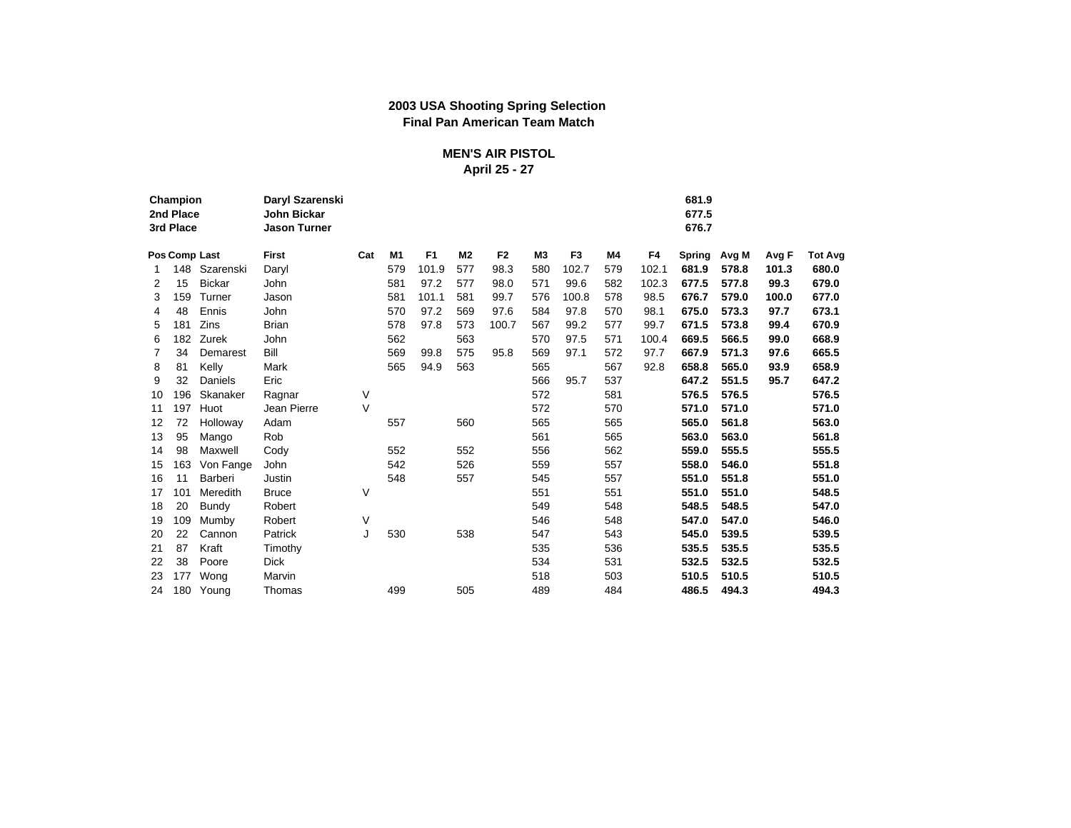**2003 USA Shooting Spring Selection**
**Final Pan American Team Match**

**MEN'S AIR PISTOL**
**April 25 - 27**

| | | |
|---|---|---|
| **Champion** | **Daryl Szarenski** | **681.9** |
| **2nd Place** | **John Bickar** | **677.5** |
| **3rd Place** | **Jason Turner** | **676.7** |

| Pos | Comp | Last | First | Cat | M1 | F1 | M2 | F2 | M3 | F3 | M4 | F4 | Spring | Avg M | Avg F | Tot Avg |
|---|---|---|---|---|---|---|---|---|---|---|---|---|---|---|---|---|
| 1 | 148 | Szarenski | Daryl | | 579 | 101.9 | 577 | 98.3 | 580 | 102.7 | 579 | 102.1 | **681.9** | **578.8** | **101.3** | **680.0** |
| 2 | 15 | Bickar | John | | 581 | 97.2 | 577 | 98.0 | 571 | 99.6 | 582 | 102.3 | **677.5** | **577.8** | **99.3** | **679.0** |
| 3 | 159 | Turner | Jason | | 581 | 101.1 | 581 | 99.7 | 576 | 100.8 | 578 | 98.5 | **676.7** | **579.0** | **100.0** | **677.0** |
| 4 | 48 | Ennis | John | | 570 | 97.2 | 569 | 97.6 | 584 | 97.8 | 570 | 98.1 | **675.0** | **573.3** | **97.7** | **673.1** |
| 5 | 181 | Zins | Brian | | 578 | 97.8 | 573 | 100.7 | 567 | 99.2 | 577 | 99.7 | **671.5** | **573.8** | **99.4** | **670.9** |
| 6 | 182 | Zurek | John | | 562 | | 563 | | 570 | 97.5 | 571 | 100.4 | **669.5** | **566.5** | **99.0** | **668.9** |
| 7 | 34 | Demarest | Bill | | 569 | 99.8 | 575 | 95.8 | 569 | 97.1 | 572 | 97.7 | **667.9** | **571.3** | **97.6** | **665.5** |
| 8 | 81 | Kelly | Mark | | 565 | 94.9 | 563 | | 565 | | 567 | 92.8 | **658.8** | **565.0** | **93.9** | **658.9** |
| 9 | 32 | Daniels | Eric | | | | | | 566 | 95.7 | 537 | | **647.2** | **551.5** | **95.7** | **647.2** |
| 10 | 196 | Skanaker | Ragnar | V | | | | | 572 | | 581 | | **576.5** | **576.5** | | **576.5** |
| 11 | 197 | Huot | Jean Pierre | V | | | | | 572 | | 570 | | **571.0** | **571.0** | | **571.0** |
| 12 | 72 | Holloway | Adam | | 557 | | 560 | | 565 | | 565 | | **565.0** | **561.8** | | **563.0** |
| 13 | 95 | Mango | Rob | | | | | | 561 | | 565 | | **563.0** | **563.0** | | **561.8** |
| 14 | 98 | Maxwell | Cody | | 552 | | 552 | | 556 | | 562 | | **559.0** | **555.5** | | **555.5** |
| 15 | 163 | Von Fange | John | | 542 | | 526 | | 559 | | 557 | | **558.0** | **546.0** | | **551.8** |
| 16 | 11 | Barberi | Justin | | 548 | | 557 | | 545 | | 557 | | **551.0** | **551.8** | | **551.0** |
| 17 | 101 | Meredith | Bruce | V | | | | | 551 | | 551 | | **551.0** | **551.0** | | **548.5** |
| 18 | 20 | Bundy | Robert | | | | | | 549 | | 548 | | **548.5** | **548.5** | | **547.0** |
| 19 | 109 | Mumby | Robert | V | | | | | 546 | | 548 | | **547.0** | **547.0** | | **546.0** |
| 20 | 22 | Cannon | Patrick | J | 530 | | 538 | | 547 | | 543 | | **545.0** | **539.5** | | **539.5** |
| 21 | 87 | Kraft | Timothy | | | | | | 535 | | 536 | | **535.5** | **535.5** | | **535.5** |
| 22 | 38 | Poore | Dick | | | | | | 534 | | 531 | | **532.5** | **532.5** | | **532.5** |
| 23 | 177 | Wong | Marvin | | | | | | 518 | | 503 | | **510.5** | **510.5** | | **510.5** |
| 24 | 180 | Young | Thomas | | 499 | | 505 | | 489 | | 484 | | **486.5** | **494.3** | | **494.3** |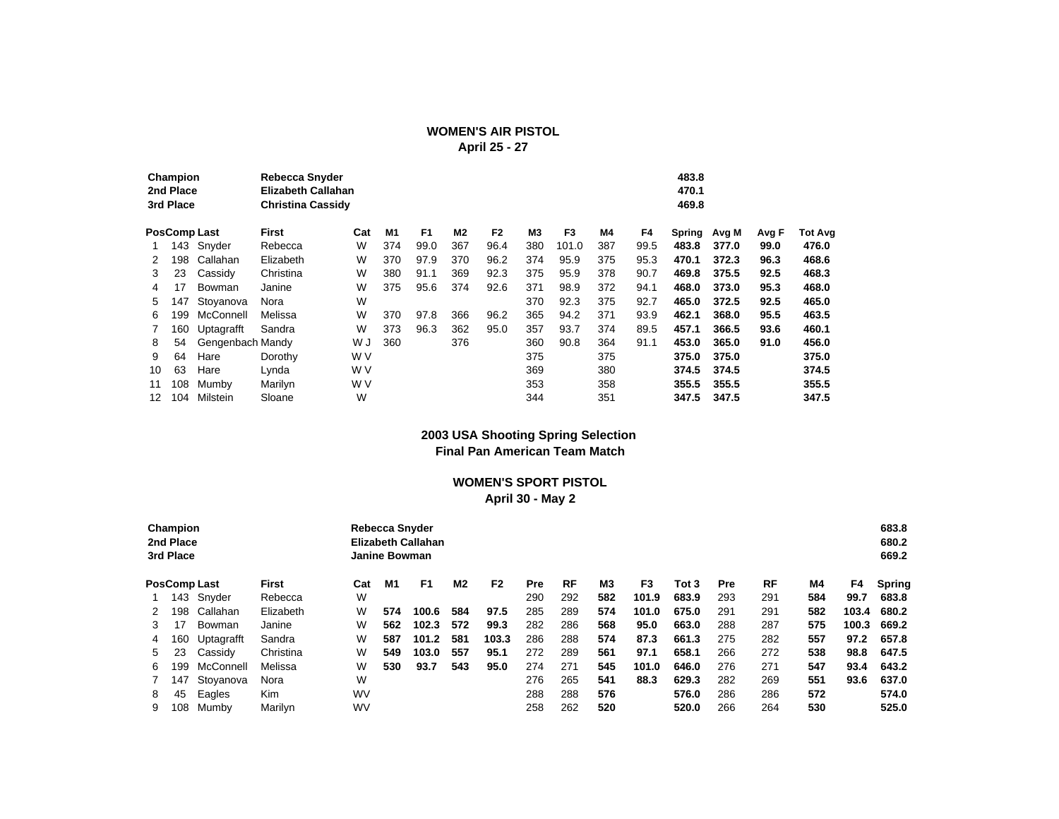## WOMEN'S AIR PISTOL

**April 25 - 27**

| | | |
|---|---|---|
| **Champion** | **Rebecca Snyder** | **483.8** |
| **2nd Place** | **Elizabeth Callahan** | **470.1** |
| **3rd Place** | **Christina Cassidy** | **469.8** |

| Pos | Comp | Last | First | Cat | M1 | F1 | M2 | F2 | M3 | F3 | M4 | F4 | Spring | Avg M | Avg F | Tot Avg |
|---|---|---|---|---|---|---|---|---|---|---|---|---|---|---|---|---|
| 1 | 143 | Snyder | Rebecca | W | 374 | 99.0 | 367 | 96.4 | 380 | 101.0 | 387 | 99.5 | **483.8** | **377.0** | **99.0** | **476.0** |
| 2 | 198 | Callahan | Elizabeth | W | 370 | 97.9 | 370 | 96.2 | 374 | 95.9 | 375 | 95.3 | **470.1** | **372.3** | **96.3** | **468.6** |
| 3 | 23 | Cassidy | Christina | W | 380 | 91.1 | 369 | 92.3 | 375 | 95.9 | 378 | 90.7 | **469.8** | **375.5** | **92.5** | **468.3** |
| 4 | 17 | Bowman | Janine | W | 375 | 95.6 | 374 | 92.6 | 371 | 98.9 | 372 | 94.1 | **468.0** | **373.0** | **95.3** | **468.0** |
| 5 | 147 | Stoyanova | Nora | W | | | | | 370 | 92.3 | 375 | 92.7 | **465.0** | **372.5** | **92.5** | **465.0** |
| 6 | 199 | McConnell | Melissa | W | 370 | 97.8 | 366 | 96.2 | 365 | 94.2 | 371 | 93.9 | **462.1** | **368.0** | **95.5** | **463.5** |
| 7 | 160 | Uptagrafft | Sandra | W | 373 | 96.3 | 362 | 95.0 | 357 | 93.7 | 374 | 89.5 | **457.1** | **366.5** | **93.6** | **460.1** |
| 8 | 54 | Gengenbach | Mandy | W J | 360 | | 376 | | 360 | 90.8 | 364 | 91.1 | **453.0** | **365.0** | **91.0** | **456.0** |
| 9 | 64 | Hare | Dorothy | W V | | | | | 375 | | 375 | | **375.0** | **375.0** | | **375.0** |
| 10 | 63 | Hare | Lynda | W V | | | | | 369 | | 380 | | **374.5** | **374.5** | | **374.5** |
| 11 | 108 | Mumby | Marilyn | W V | | | | | 353 | | 358 | | **355.5** | **355.5** | | **355.5** |
| 12 | 104 | Milstein | Sloane | W | | | | | 344 | | 351 | | **347.5** | **347.5** | | **347.5** |

## 2003 USA Shooting Spring Selection
## Final Pan American Team Match

## WOMEN'S SPORT PISTOL

**April 30 - May 2**

| | | |
|---|---|---|
| **Champion** | **Rebecca Snyder** | **683.8** |
| **2nd Place** | **Elizabeth Callahan** | **680.2** |
| **3rd Place** | **Janine Bowman** | **669.2** |

| Pos | Comp | Last | First | Cat | M1 | F1 | M2 | F2 | Pre | RF | M3 | F3 | Tot 3 | Pre | RF | M4 | F4 | Spring |
|---|---|---|---|---|---|---|---|---|---|---|---|---|---|---|---|---|---|---|
| 1 | 143 | Snyder | Rebecca | W | | | | | 290 | 292 | **582** | **101.9** | **683.9** | 293 | 291 | **584** | **99.7** | **683.8** |
| 2 | 198 | Callahan | Elizabeth | W | **574** | **100.6** | **584** | **97.5** | 285 | 289 | **574** | **101.0** | **675.0** | 291 | 291 | **582** | **103.4** | **680.2** |
| 3 | 17 | Bowman | Janine | W | **562** | **102.3** | **572** | **99.3** | 282 | 286 | **568** | **95.0** | **663.0** | 288 | 287 | **575** | **100.3** | **669.2** |
| 4 | 160 | Uptagrafft | Sandra | W | **587** | **101.2** | **581** | **103.3** | 286 | 288 | **574** | **87.3** | **661.3** | 275 | 282 | **557** | **97.2** | **657.8** |
| 5 | 23 | Cassidy | Christina | W | **549** | **103.0** | **557** | **95.1** | 272 | 289 | **561** | **97.1** | **658.1** | 266 | 272 | **538** | **98.8** | **647.5** |
| 6 | 199 | McConnell | Melissa | W | **530** | **93.7** | **543** | **95.0** | 274 | 271 | **545** | **101.0** | **646.0** | 276 | 271 | **547** | **93.4** | **643.2** |
| 7 | 147 | Stoyanova | Nora | W | | | | | 276 | 265 | **541** | **88.3** | **629.3** | 282 | 269 | **551** | **93.6** | **637.0** |
| 8 | 45 | Eagles | Kim | WV | | | | | 288 | 288 | **576** | | **576.0** | 286 | 286 | **572** | | **574.0** |
| 9 | 108 | Mumby | Marilyn | WV | | | | | 258 | 262 | **520** | | **520.0** | 266 | 264 | **530** | | **525.0** |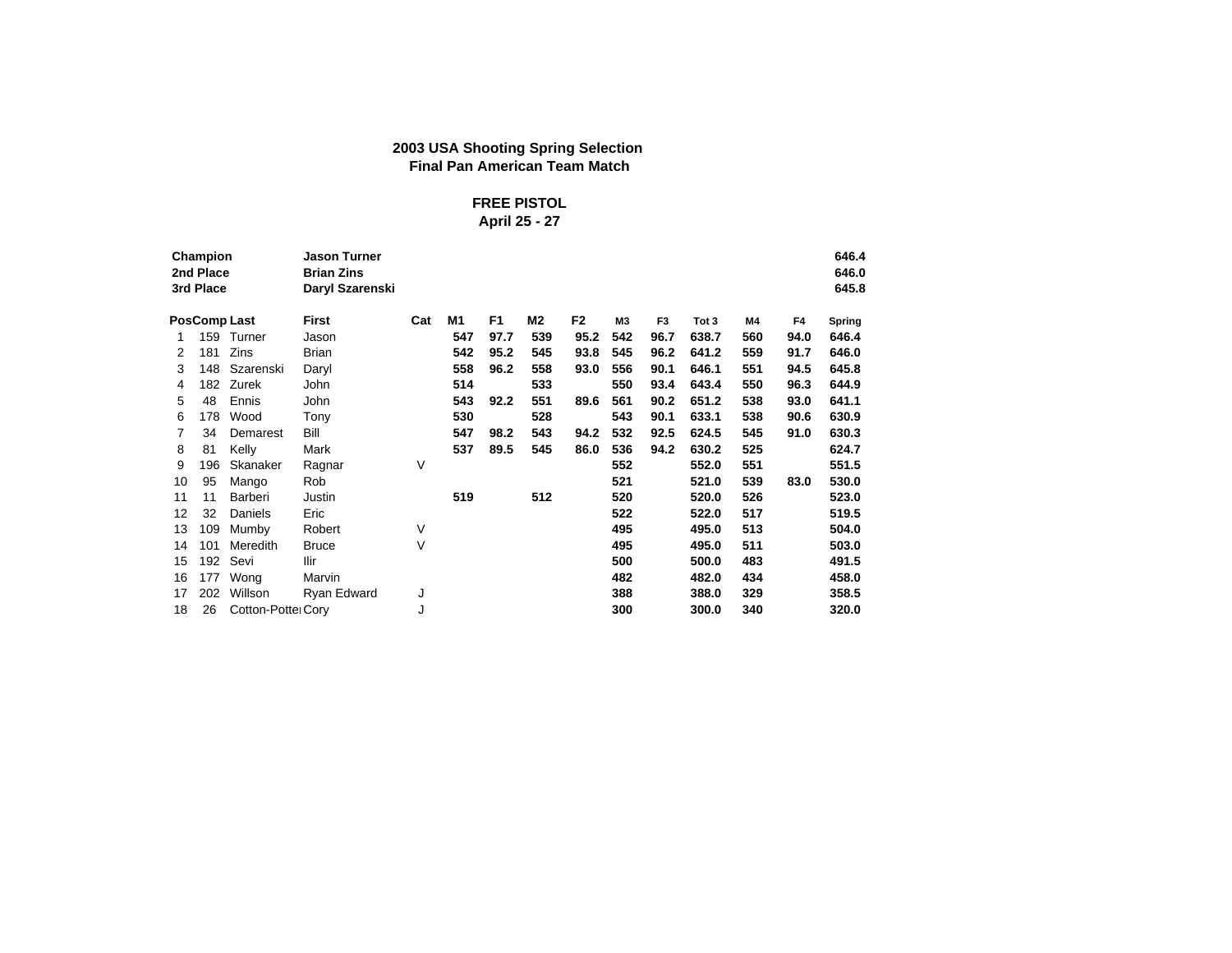**2003 USA Shooting Spring Selection**
**Final Pan American Team Match**

**FREE PISTOL**
**April 25 - 27**

| | | |
|---|---|---|
| **Champion** | **Jason Turner** | **646.4** |
| **2nd Place** | **Brian Zins** | **646.0** |
| **3rd Place** | **Daryl Szarenski** | **645.8** |

| Pos | Comp | Last | First | Cat | M1 | F1 | M2 | F2 | M3 | F3 | Tot 3 | M4 | F4 | Spring |
|---|---|---|---|---|---|---|---|---|---|---|---|---|---|---|
| 1 | 159 | Turner | Jason | | 547 | 97.7 | 539 | 95.2 | 542 | 96.7 | 638.7 | 560 | 94.0 | 646.4 |
| 2 | 181 | Zins | Brian | | 542 | 95.2 | 545 | 93.8 | 545 | 96.2 | 641.2 | 559 | 91.7 | 646.0 |
| 3 | 148 | Szarenski | Daryl | | 558 | 96.2 | 558 | 93.0 | 556 | 90.1 | 646.1 | 551 | 94.5 | 645.8 |
| 4 | 182 | Zurek | John | | 514 | | 533 | | 550 | 93.4 | 643.4 | 550 | 96.3 | 644.9 |
| 5 | 48 | Ennis | John | | 543 | 92.2 | 551 | 89.6 | 561 | 90.2 | 651.2 | 538 | 93.0 | 641.1 |
| 6 | 178 | Wood | Tony | | 530 | | 528 | | 543 | 90.1 | 633.1 | 538 | 90.6 | 630.9 |
| 7 | 34 | Demarest | Bill | | 547 | 98.2 | 543 | 94.2 | 532 | 92.5 | 624.5 | 545 | 91.0 | 630.3 |
| 8 | 81 | Kelly | Mark | | 537 | 89.5 | 545 | 86.0 | 536 | 94.2 | 630.2 | 525 | | 624.7 |
| 9 | 196 | Skanaker | Ragnar | V | | | | | 552 | | 552.0 | 551 | | 551.5 |
| 10 | 95 | Mango | Rob | | | | | | 521 | | 521.0 | 539 | 83.0 | 530.0 |
| 11 | 11 | Barberi | Justin | | 519 | | 512 | | 520 | | 520.0 | 526 | | 523.0 |
| 12 | 32 | Daniels | Eric | | | | | | 522 | | 522.0 | 517 | | 519.5 |
| 13 | 109 | Mumby | Robert | V | | | | | 495 | | 495.0 | 513 | | 504.0 |
| 14 | 101 | Meredith | Bruce | V | | | | | 495 | | 495.0 | 511 | | 503.0 |
| 15 | 192 | Sevi | Ilir | | | | | | 500 | | 500.0 | 483 | | 491.5 |
| 16 | 177 | Wong | Marvin | | | | | | 482 | | 482.0 | 434 | | 458.0 |
| 17 | 202 | Willson | Ryan Edward | J | | | | | 388 | | 388.0 | 329 | | 358.5 |
| 18 | 26 | Cotton-Potter | Cory | J | | | | | 300 | | 300.0 | 340 | | 320.0 |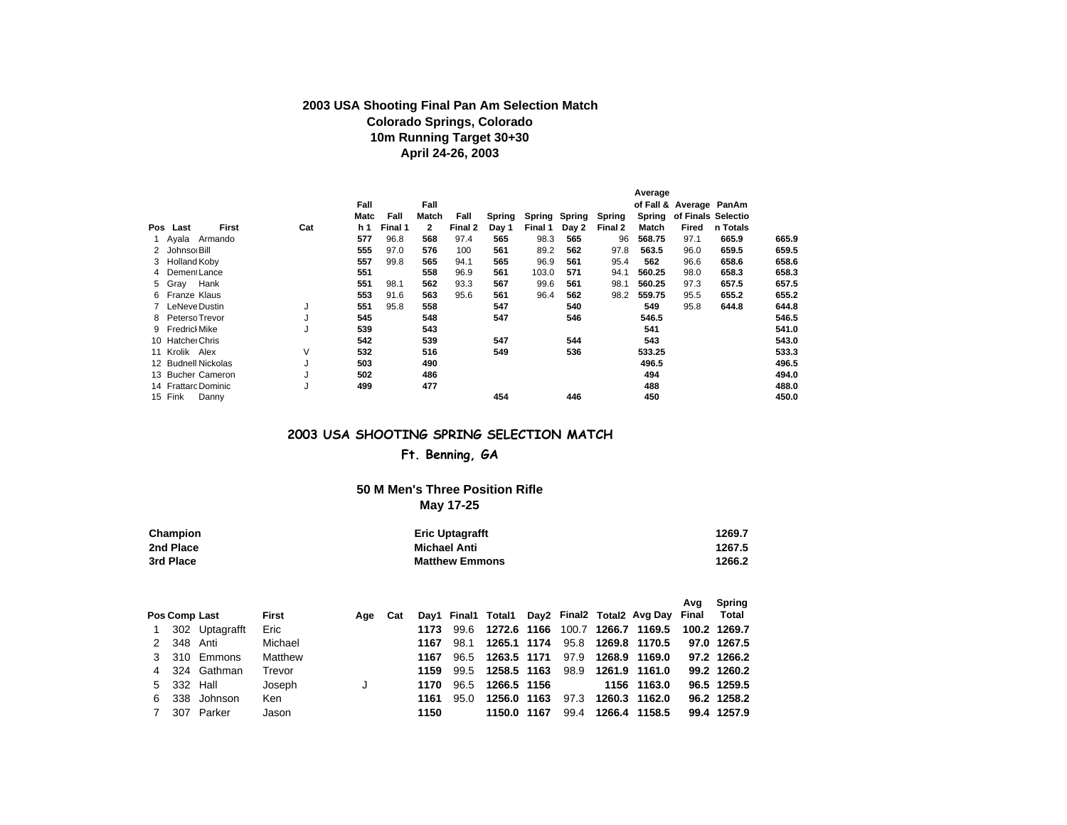## 2003 USA Shooting Final Pan Am Selection Match

### Colorado Springs, Colorado

### 10m Running Target 30+30

### April 24-26, 2003

| Pos | Last | First | Cat | Fall Match 1 | Fall Final 1 | Fall Match 2 | Fall Final 2 | Spring Day 1 | Spring Final 1 | Spring Day 2 | Spring Final 2 | Average of Fall & Spring Match | Average of Finals Fired | PanAm Selection Totals | |
|---|---|---|---|---|---|---|---|---|---|---|---|---|---|---|---|
| 1 | Ayala | Armando | | **577** | 96.8 | **568** | 97.4 | **565** | 98.3 | **565** | 96 | **568.75** | 97.1 | **665.9** | **665.9** |
| 2 | Johnson | Bill | | **555** | 97.0 | **576** | 100 | **561** | 89.2 | **562** | 97.8 | **563.5** | 96.0 | **659.5** | **659.5** |
| 3 | Holland | Koby | | **557** | 99.8 | **565** | 94.1 | **565** | 96.9 | **561** | 95.4 | **562** | 96.6 | **658.6** | **658.6** |
| 4 | Dement | Lance | | **551** | | **558** | 96.9 | **561** | 103.0 | **571** | 94.1 | **560.25** | 98.0 | **658.3** | **658.3** |
| 5 | Gray | Hank | | **551** | 98.1 | **562** | 93.3 | **567** | 99.6 | **561** | 98.1 | **560.25** | 97.3 | **657.5** | **657.5** |
| 6 | Franze | Klaus | | **553** | 91.6 | **563** | 95.6 | **561** | 96.4 | **562** | 98.2 | **559.75** | 95.5 | **655.2** | **655.2** |
| 7 | LeNeve | Dustin | J | **551** | 95.8 | **558** | | **547** | | **540** | | **549** | 95.8 | **644.8** | **644.8** |
| 8 | Peterson | Trevor | J | **545** | | **548** | | **547** | | **546** | | **546.5** | | | **546.5** |
| 9 | Fredrick | Mike | J | **539** | | **543** | | | | | | **541** | | | **541.0** |
| 10 | Hatcher | Chris | | **542** | | **539** | | **547** | | **544** | | **543** | | | **543.0** |
| 11 | Krolik | Alex | V | **532** | | **516** | | **549** | | **536** | | **533.25** | | | **533.3** |
| 12 | Budnell | Nickolas | J | **503** | | **490** | | | | | | **496.5** | | | **496.5** |
| 13 | Bucher | Cameron | J | **502** | | **486** | | | | | | **494** | | | **494.0** |
| 14 | Frattaro | Dominic | J | **499** | | **477** | | | | | | **488** | | | **488.0** |
| 15 | Fink | Danny | | | | | | **454** | | **446** | | **450** | | | **450.0** |

## 2003 USA SHOOTING SPRING SELECTION MATCH

### Ft. Benning, GA

### 50 M Men's Three Position Rifle

### May 17-25

| | | |
|---|---|---|
| **Champion** | **Eric Uptagrafft** | **1269.7** |
| **2nd Place** | **Michael Anti** | **1267.5** |
| **3rd Place** | **Matthew Emmons** | **1266.2** |

| Pos | Comp | Last | First | Age | Cat | Day1 | Final1 | Total1 | Day2 | Final2 | Total2 | Avg Day | Avg Final | Spring Total |
|---|---|---|---|---|---|---|---|---|---|---|---|---|---|---|
| 1 | 302 | Uptagrafft | Eric | | | **1173** | 99.6 | **1272.6** | **1166** | 100.7 | **1266.7** | **1169.5** | **100.2** | **1269.7** |
| 2 | 348 | Anti | Michael | | | **1167** | 98.1 | **1265.1** | **1174** | 95.8 | **1269.8** | **1170.5** | **97.0** | **1267.5** |
| 3 | 310 | Emmons | Matthew | | | **1167** | 96.5 | **1263.5** | **1171** | 97.9 | **1268.9** | **1169.0** | **97.2** | **1266.2** |
| 4 | 324 | Gathman | Trevor | | | **1159** | 99.5 | **1258.5** | **1163** | 98.9 | **1261.9** | **1161.0** | **99.2** | **1260.2** |
| 5 | 332 | Hall | Joseph | J | | **1170** | 96.5 | **1266.5** | **1156** | | **1156** | **1163.0** | **96.5** | **1259.5** |
| 6 | 338 | Johnson | Ken | | | **1161** | 95.0 | **1256.0** | **1163** | 97.3 | **1260.3** | **1162.0** | **96.2** | **1258.2** |
| 7 | 307 | Parker | Jason | | | **1150** | | **1150.0** | **1167** | 99.4 | **1266.4** | **1158.5** | **99.4** | **1257.9** |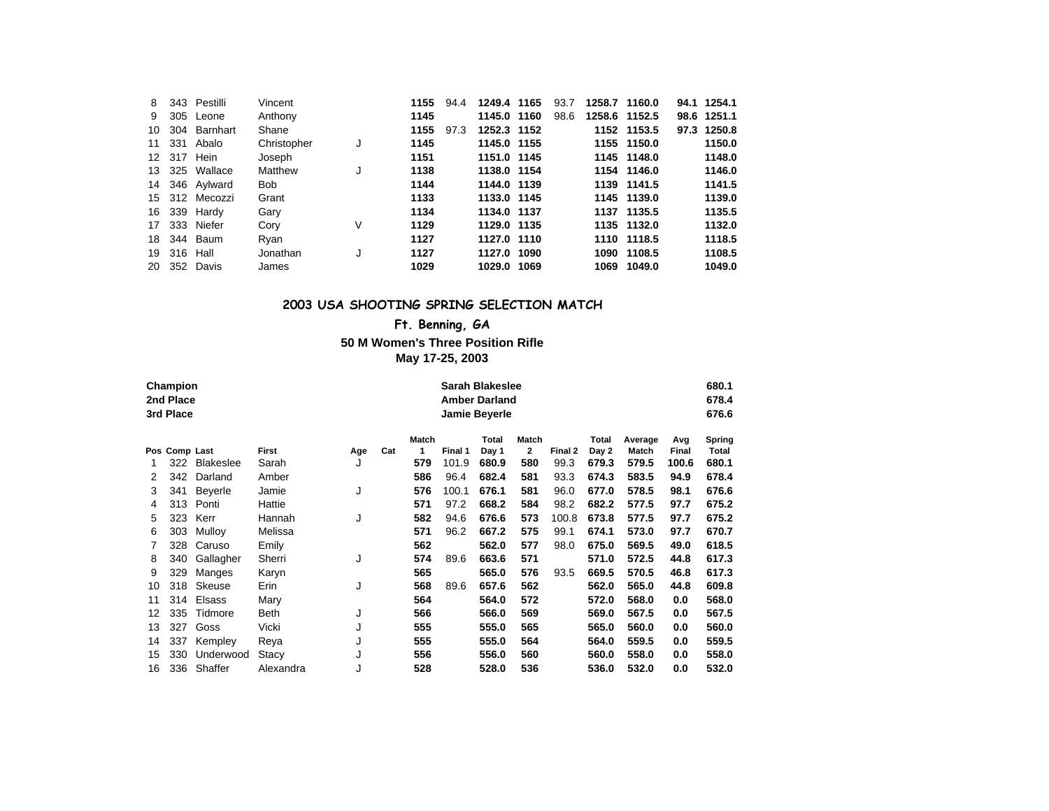| | | | | | | | | | | | | | | |
|---|---|---|---|---|---|---|---|---|---|---|---|---|---|---|
| 8 | 343 | Pestilli | Vincent | | | **1155** | 94.4 | **1249.4** | **1165** | 93.7 | **1258.7** | **1160.0** | **94.1** | **1254.1** |
| 9 | 305 | Leone | Anthony | | | **1145** | | **1145.0** | **1160** | 98.6 | **1258.6** | **1152.5** | **98.6** | **1251.1** |
| 10 | 304 | Barnhart | Shane | | | **1155** | 97.3 | **1252.3** | **1152** | | **1152** | **1153.5** | **97.3** | **1250.8** |
| 11 | 331 | Abalo | Christopher | J | | **1145** | | **1145.0** | **1155** | | **1155** | **1150.0** | | **1150.0** |
| 12 | 317 | Hein | Joseph | | | **1151** | | **1151.0** | **1145** | | **1145** | **1148.0** | | **1148.0** |
| 13 | 325 | Wallace | Matthew | J | | **1138** | | **1138.0** | **1154** | | **1154** | **1146.0** | | **1146.0** |
| 14 | 346 | Aylward | Bob | | | **1144** | | **1144.0** | **1139** | | **1139** | **1141.5** | | **1141.5** |
| 15 | 312 | Mecozzi | Grant | | | **1133** | | **1133.0** | **1145** | | **1145** | **1139.0** | | **1139.0** |
| 16 | 339 | Hardy | Gary | | | **1134** | | **1134.0** | **1137** | | **1137** | **1135.5** | | **1135.5** |
| 17 | 333 | Niefer | Cory | V | | **1129** | | **1129.0** | **1135** | | **1135** | **1132.0** | | **1132.0** |
| 18 | 344 | Baum | Ryan | | | **1127** | | **1127.0** | **1110** | | **1110** | **1118.5** | | **1118.5** |
| 19 | 316 | Hall | Jonathan | J | | **1127** | | **1127.0** | **1090** | | **1090** | **1108.5** | | **1108.5** |
| 20 | 352 | Davis | James | | | **1029** | | **1029.0** | **1069** | | **1069** | **1049.0** | | **1049.0** |

## 2003 USA SHOOTING SPRING SELECTION MATCH

### Ft. Benning, GA

### 50 M Women's Three Position Rifle

### May 17-25, 2003

| | | |
|---|---|---|
| **Champion** | **Sarah Blakeslee** | 680.1 |
| **2nd Place** | **Amber Darland** | 678.4 |
| **3rd Place** | **Jamie Beyerle** | 676.6 |

| Pos | Comp | Last | First | Age | Cat | Match 1 | Final 1 | Total Day 1 | Match 2 | Final 2 | Total Day 2 | Average Match | Avg Final | Spring Total |
|---|---|---|---|---|---|---|---|---|---|---|---|---|---|---|
| 1 | 322 | Blakeslee | Sarah | J | | **579** | 101.9 | **680.9** | **580** | 99.3 | **679.3** | **579.5** | **100.6** | **680.1** |
| 2 | 342 | Darland | Amber | | | **586** | 96.4 | **682.4** | **581** | 93.3 | **674.3** | **583.5** | **94.9** | **678.4** |
| 3 | 341 | Beyerle | Jamie | J | | **576** | 100.1 | **676.1** | **581** | 96.0 | **677.0** | **578.5** | **98.1** | **676.6** |
| 4 | 313 | Ponti | Hattie | | | **571** | 97.2 | **668.2** | **584** | 98.2 | **682.2** | **577.5** | **97.7** | **675.2** |
| 5 | 323 | Kerr | Hannah | J | | **582** | 94.6 | **676.6** | **573** | 100.8 | **673.8** | **577.5** | **97.7** | **675.2** |
| 6 | 303 | Mulloy | Melissa | | | **571** | 96.2 | **667.2** | **575** | 99.1 | **674.1** | **573.0** | **97.7** | **670.7** |
| 7 | 328 | Caruso | Emily | | | **562** | | **562.0** | **577** | 98.0 | **675.0** | **569.5** | **49.0** | **618.5** |
| 8 | 340 | Gallagher | Sherri | J | | **574** | 89.6 | **663.6** | **571** | | **571.0** | **572.5** | **44.8** | **617.3** |
| 9 | 329 | Manges | Karyn | | | **565** | | **565.0** | **576** | 93.5 | **669.5** | **570.5** | **46.8** | **617.3** |
| 10 | 318 | Skeuse | Erin | J | | **568** | 89.6 | **657.6** | **562** | | **562.0** | **565.0** | **44.8** | **609.8** |
| 11 | 314 | Elsass | Mary | | | **564** | | **564.0** | **572** | | **572.0** | **568.0** | **0.0** | **568.0** |
| 12 | 335 | Tidmore | Beth | J | | **566** | | **566.0** | **569** | | **569.0** | **567.5** | **0.0** | **567.5** |
| 13 | 327 | Goss | Vicki | J | | **555** | | **555.0** | **565** | | **565.0** | **560.0** | **0.0** | **560.0** |
| 14 | 337 | Kempley | Reya | J | | **555** | | **555.0** | **564** | | **564.0** | **559.5** | **0.0** | **559.5** |
| 15 | 330 | Underwood | Stacy | J | | **556** | | **556.0** | **560** | | **560.0** | **558.0** | **0.0** | **558.0** |
| 16 | 336 | Shaffer | Alexandra | J | | **528** | | **528.0** | **536** | | **536.0** | **532.0** | **0.0** | **532.0** |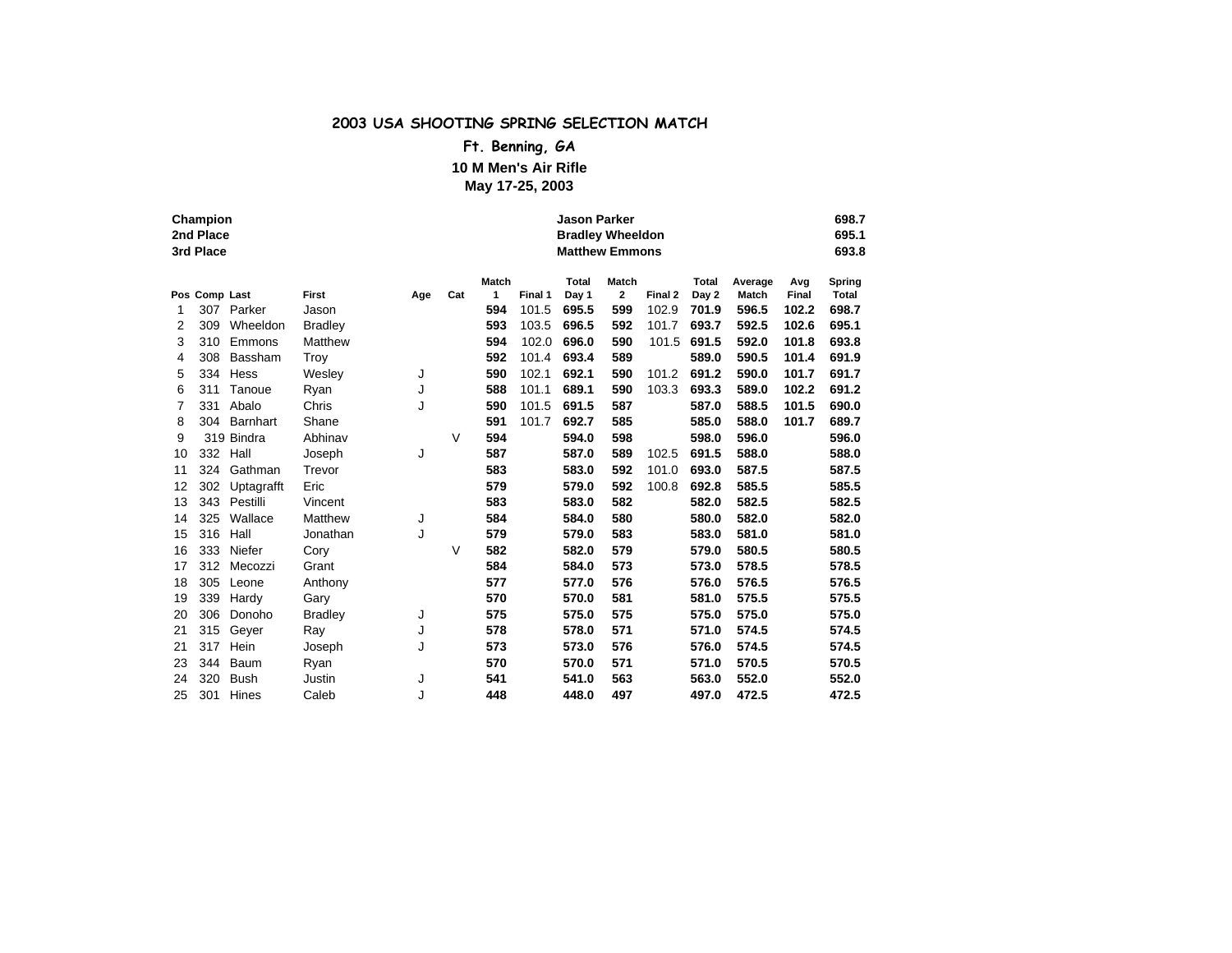## 2003 USA SHOOTING SPRING SELECTION MATCH

### Ft. Benning, GA

### 10 M Men's Air Rifle

### May 17-25, 2003

| | | |
|---|---|---|
| **Champion** | **Jason Parker** | **698.7** |
| **2nd Place** | **Bradley Wheeldon** | **695.1** |
| **3rd Place** | **Matthew Emmons** | **693.8** |

| Pos | Comp | Last | First | Age | Cat | Match 1 | Final 1 | Total Day 1 | Match 2 | Final 2 | Total Day 2 | Average Match | Avg Final | Spring Total |
|---|---|---|---|---|---|---|---|---|---|---|---|---|---|---|
| 1 | 307 | Parker | Jason | | | **594** | 101.5 | **695.5** | **599** | 102.9 | **701.9** | **596.5** | **102.2** | **698.7** |
| 2 | 309 | Wheeldon | Bradley | | | **593** | 103.5 | **696.5** | **592** | 101.7 | **693.7** | **592.5** | **102.6** | **695.1** |
| 3 | 310 | Emmons | Matthew | | | **594** | 102.0 | **696.0** | **590** | 101.5 | **691.5** | **592.0** | **101.8** | **693.8** |
| 4 | 308 | Bassham | Troy | | | **592** | 101.4 | **693.4** | **589** | | **589.0** | **590.5** | **101.4** | **691.9** |
| 5 | 334 | Hess | Wesley | J | | **590** | 102.1 | **692.1** | **590** | 101.2 | **691.2** | **590.0** | **101.7** | **691.7** |
| 6 | 311 | Tanoue | Ryan | J | | **588** | 101.1 | **689.1** | **590** | 103.3 | **693.3** | **589.0** | **102.2** | **691.2** |
| 7 | 331 | Abalo | Chris | J | | **590** | 101.5 | **691.5** | **587** | | **587.0** | **588.5** | **101.5** | **690.0** |
| 8 | 304 | Barnhart | Shane | | | **591** | 101.7 | **692.7** | **585** | | **585.0** | **588.0** | **101.7** | **689.7** |
| 9 | 319 | Bindra | Abhinav | | V | **594** | | **594.0** | **598** | | **598.0** | **596.0** | | **596.0** |
| 10 | 332 | Hall | Joseph | J | | **587** | | **587.0** | **589** | 102.5 | **691.5** | **588.0** | | **588.0** |
| 11 | 324 | Gathman | Trevor | | | **583** | | **583.0** | **592** | 101.0 | **693.0** | **587.5** | | **587.5** |
| 12 | 302 | Uptagrafft | Eric | | | **579** | | **579.0** | **592** | 100.8 | **692.8** | **585.5** | | **585.5** |
| 13 | 343 | Pestilli | Vincent | | | **583** | | **583.0** | **582** | | **582.0** | **582.5** | | **582.5** |
| 14 | 325 | Wallace | Matthew | J | | **584** | | **584.0** | **580** | | **580.0** | **582.0** | | **582.0** |
| 15 | 316 | Hall | Jonathan | J | | **579** | | **579.0** | **583** | | **583.0** | **581.0** | | **581.0** |
| 16 | 333 | Niefer | Cory | | V | **582** | | **582.0** | **579** | | **579.0** | **580.5** | | **580.5** |
| 17 | 312 | Mecozzi | Grant | | | **584** | | **584.0** | **573** | | **573.0** | **578.5** | | **578.5** |
| 18 | 305 | Leone | Anthony | | | **577** | | **577.0** | **576** | | **576.0** | **576.5** | | **576.5** |
| 19 | 339 | Hardy | Gary | | | **570** | | **570.0** | **581** | | **581.0** | **575.5** | | **575.5** |
| 20 | 306 | Donoho | Bradley | J | | **575** | | **575.0** | **575** | | **575.0** | **575.0** | | **575.0** |
| 21 | 315 | Geyer | Ray | J | | **578** | | **578.0** | **571** | | **571.0** | **574.5** | | **574.5** |
| 21 | 317 | Hein | Joseph | J | | **573** | | **573.0** | **576** | | **576.0** | **574.5** | | **574.5** |
| 23 | 344 | Baum | Ryan | | | **570** | | **570.0** | **571** | | **571.0** | **570.5** | | **570.5** |
| 24 | 320 | Bush | Justin | J | | **541** | | **541.0** | **563** | | **563.0** | **552.0** | | **552.0** |
| 25 | 301 | Hines | Caleb | J | | **448** | | **448.0** | **497** | | **497.0** | **472.5** | | **472.5** |